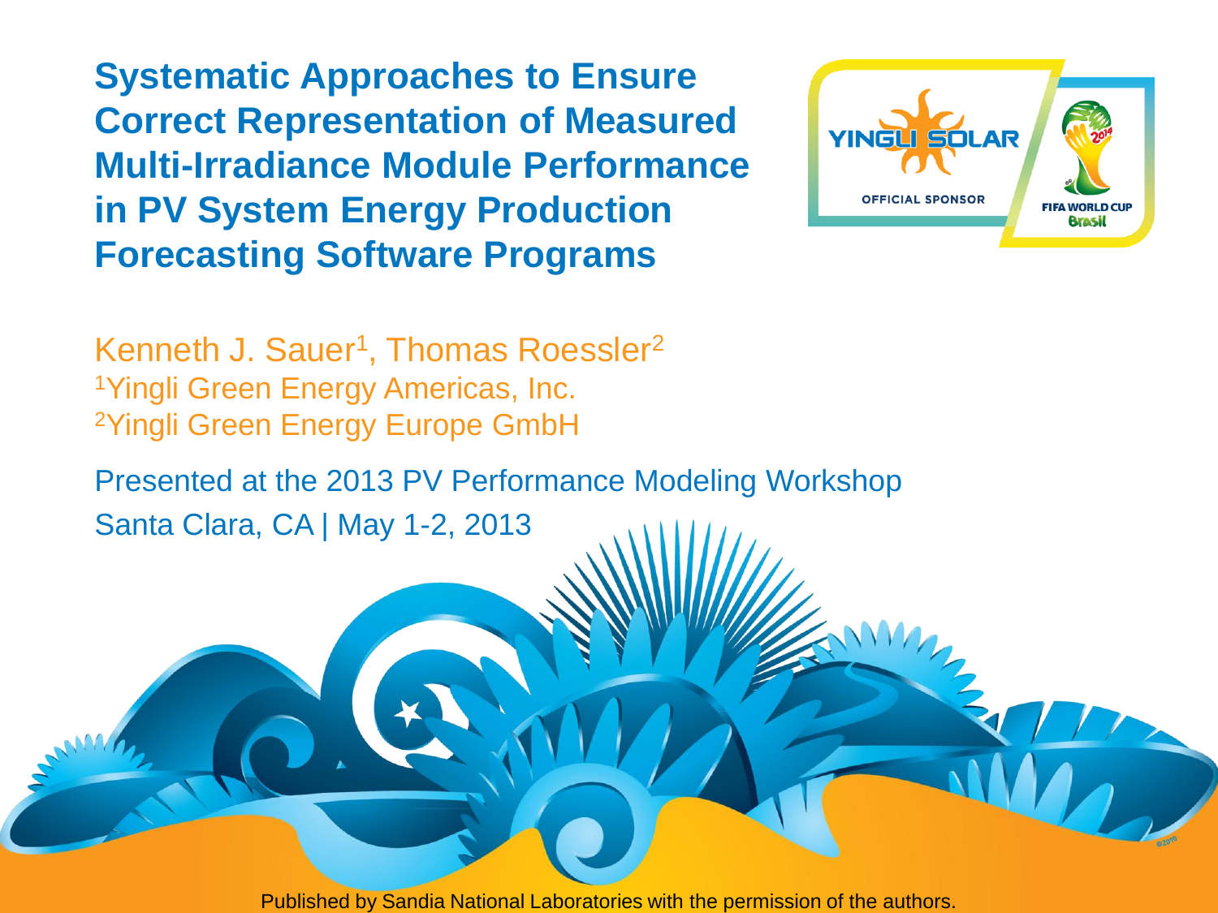# Systematic Approaches to Ensure Correct Representation of Measured Multi-Irradiance Module Performance in PV System Energy Production Forecasting Software Programs

Kenneth J. Sauer[1], Thomas Roessler[2]

[1]Yingli Green Energy Americas, Inc.

[2]Yingli Green Energy Europe GmbH

Presented at the 2013 PV Performance Modeling Workshop

Santa Clara, CA | May 1-2, 2013

YINGLI SOLAR

OFFICIAL SPONSOR

FIFA WORLD CUP Brasil

Published by Sandia National Laboratories with the permission of the authors.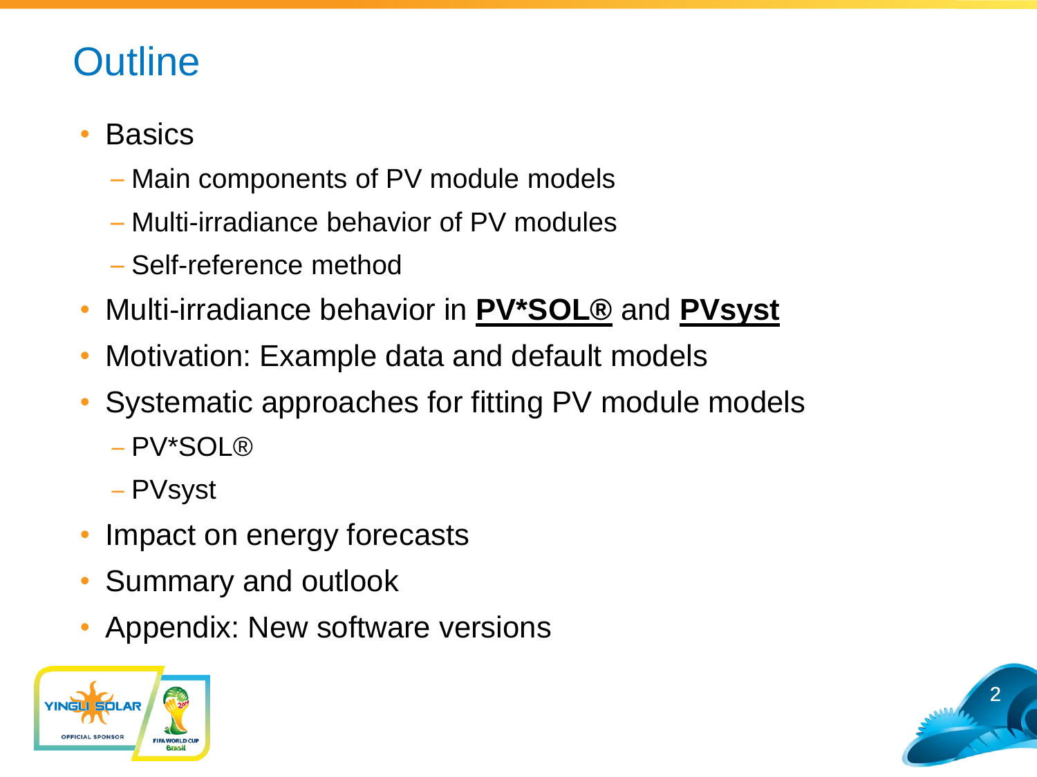# Outline

- Basics
  - Main components of PV module models
  - Multi-irradiance behavior of PV modules
  - Self-reference method
- Multi-irradiance behavior in **PV*SOL®** and **PVsyst**
- Motivation: Example data and default models
- Systematic approaches for fitting PV module models
  - PV*SOL®
  - PVsyst
- Impact on energy forecasts
- Summary and outlook
- Appendix: New software versions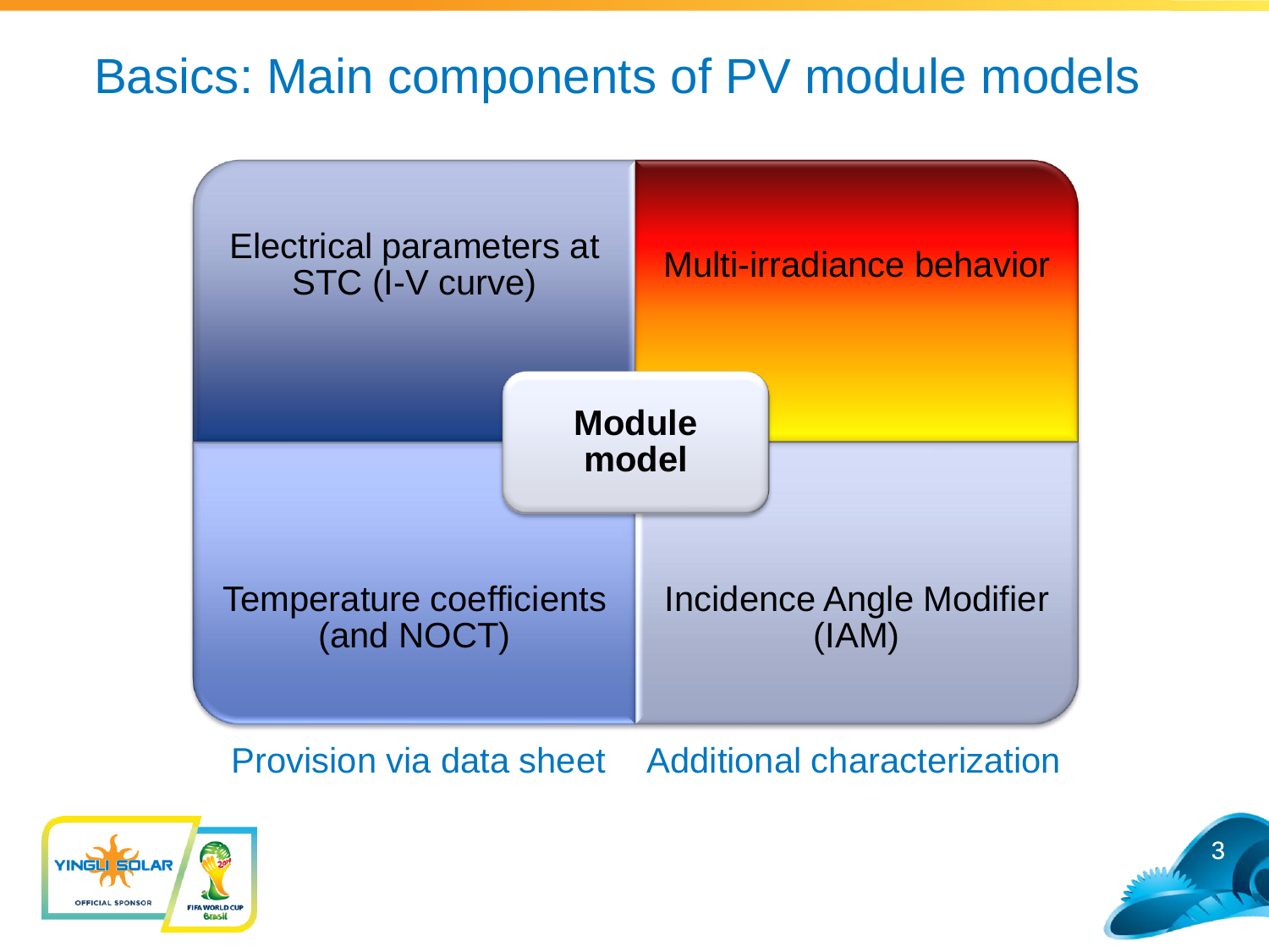# Basics: Main components of PV module models

| Electrical parameters at STC (I-V curve) | Multi-irradiance behavior |
| --- | --- |
| Temperature coefficients (and NOCT) | Incidence Angle Modifier (IAM) |

**Module model**

Provision via data sheet | Additional characterization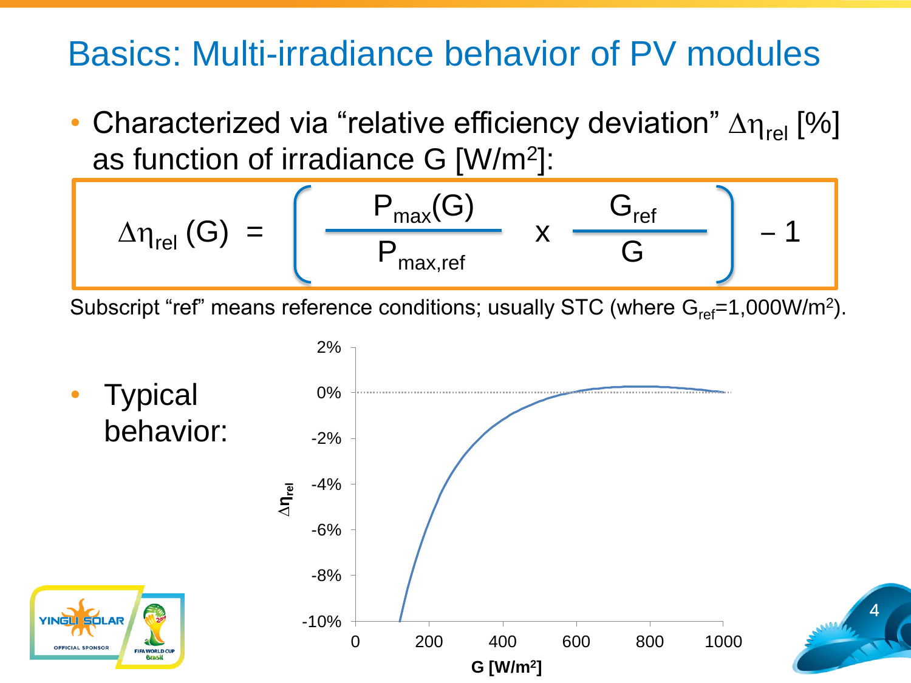# Basics: Multi-irradiance behavior of PV modules

- Characterized via "relative efficiency deviation" $\Delta\eta_{rel}$ [%] as function of irradiance G [W/m²]:

$$\Delta\eta_{rel}(G) = \left( \frac{P_{max}(G)}{P_{max,ref}} \times \frac{G_{ref}}{G} \right) - 1$$

Subscript "ref" means reference conditions; usually STC (where $G_{ref}$=1,000W/m²).

- Typical behavior: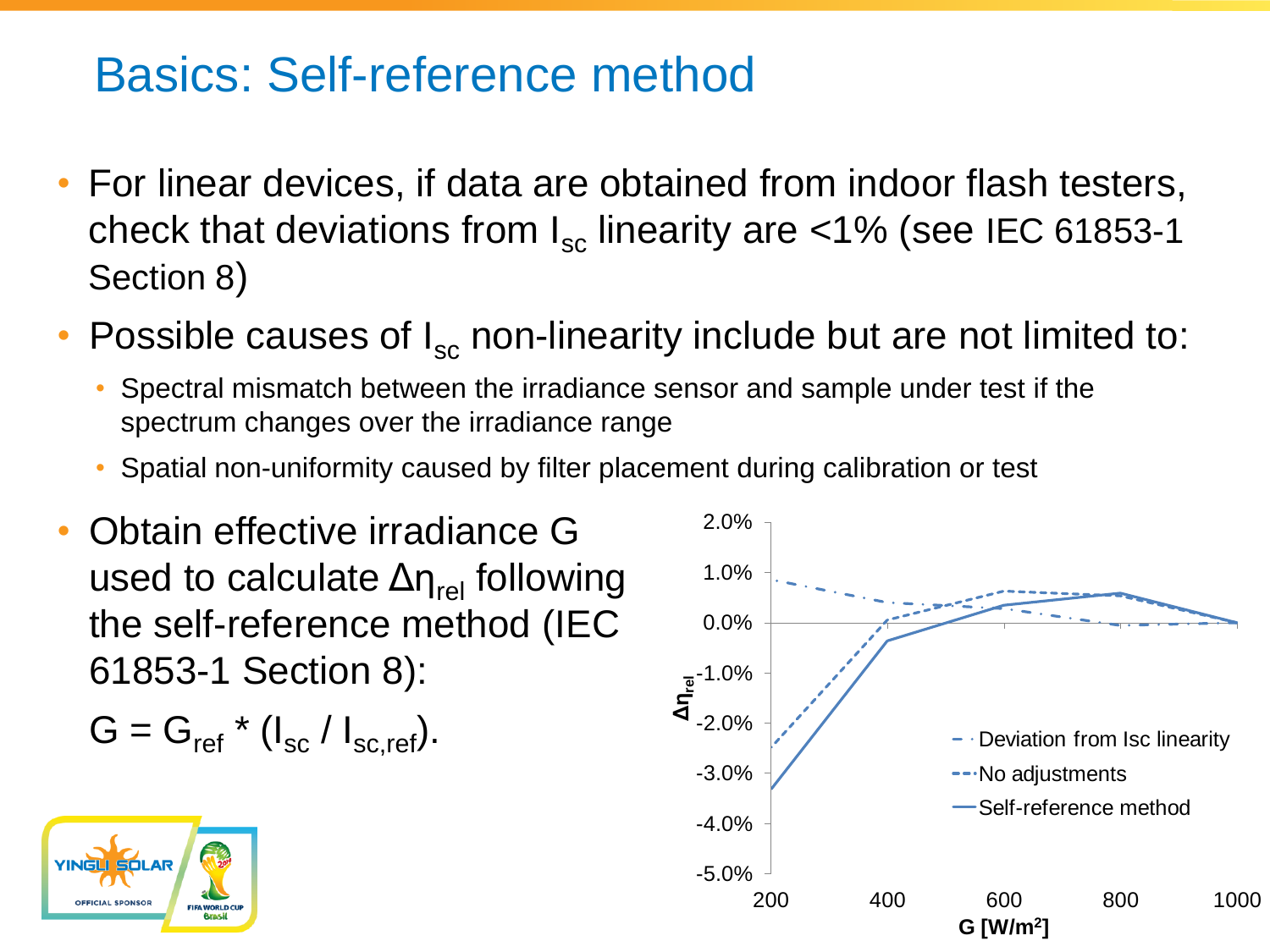# Basics: Self-reference method

- For linear devices, if data are obtained from indoor flash testers, check that deviations from $I_{sc}$ linearity are <1% (see IEC 61853-1 Section 8)
- Possible causes of $I_{sc}$ non-linearity include but are not limited to:
  - Spectral mismatch between the irradiance sensor and sample under test if the spectrum changes over the irradiance range
  - Spatial non-uniformity caused by filter placement during calibration or test
- Obtain effective irradiance G used to calculate $\Delta\eta_{rel}$ following the self-reference method (IEC 61853-1 Section 8):

  $G = G_{ref} * (I_{sc} / I_{sc,ref})$.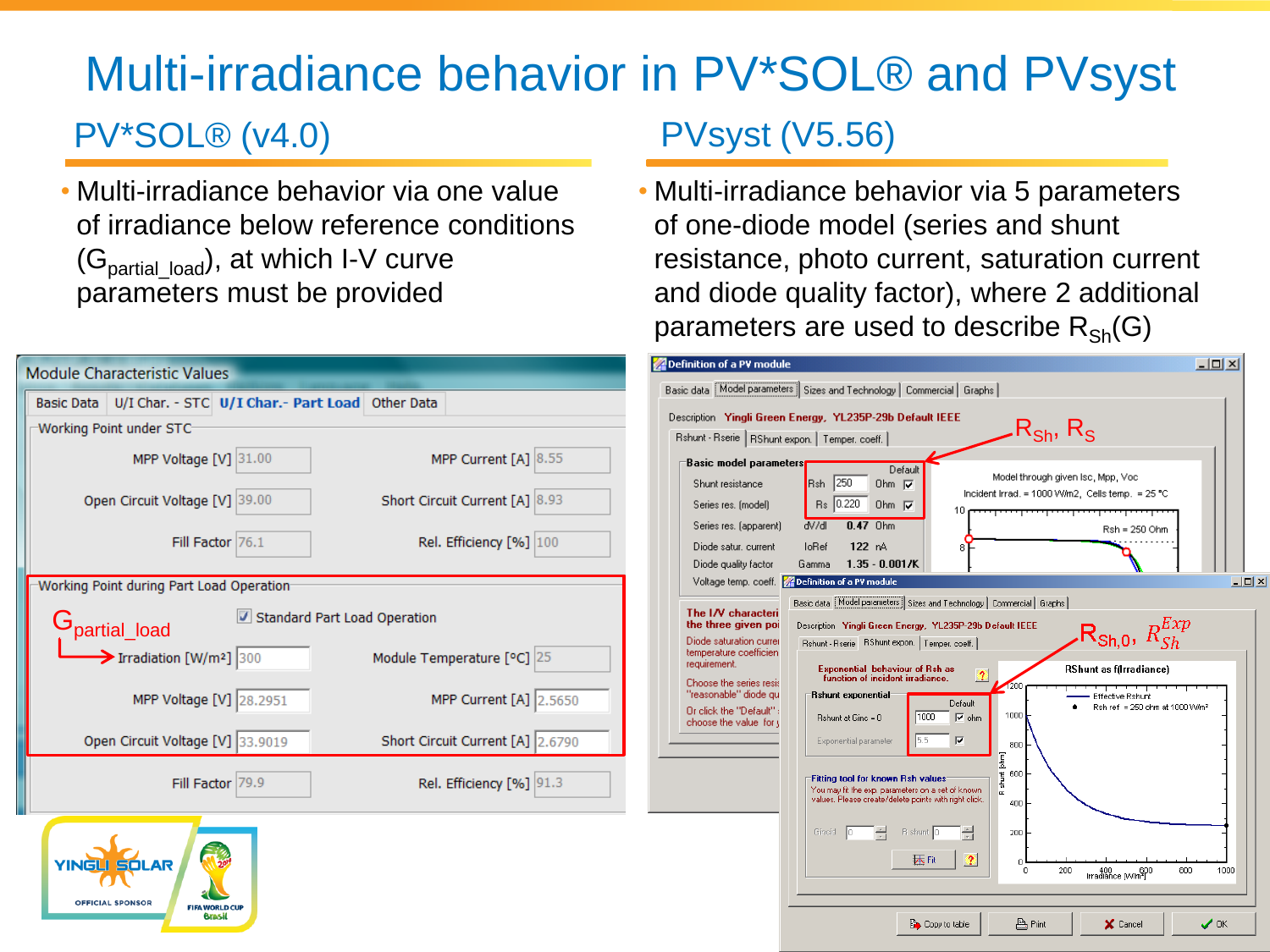# Multi-irradiance behavior in PV*SOL® and PVsyst

## PV*SOL® (v4.0)

- Multi-irradiance behavior via one value of irradiance below reference conditions ($G_{partial\_load}$), at which I-V curve parameters must be provided

## PVsyst (V5.56)

- Multi-irradiance behavior via 5 parameters of one-diode model (series and shunt resistance, photo current, saturation current and diode quality factor), where 2 additional parameters are used to describe $R_{Sh}(G)$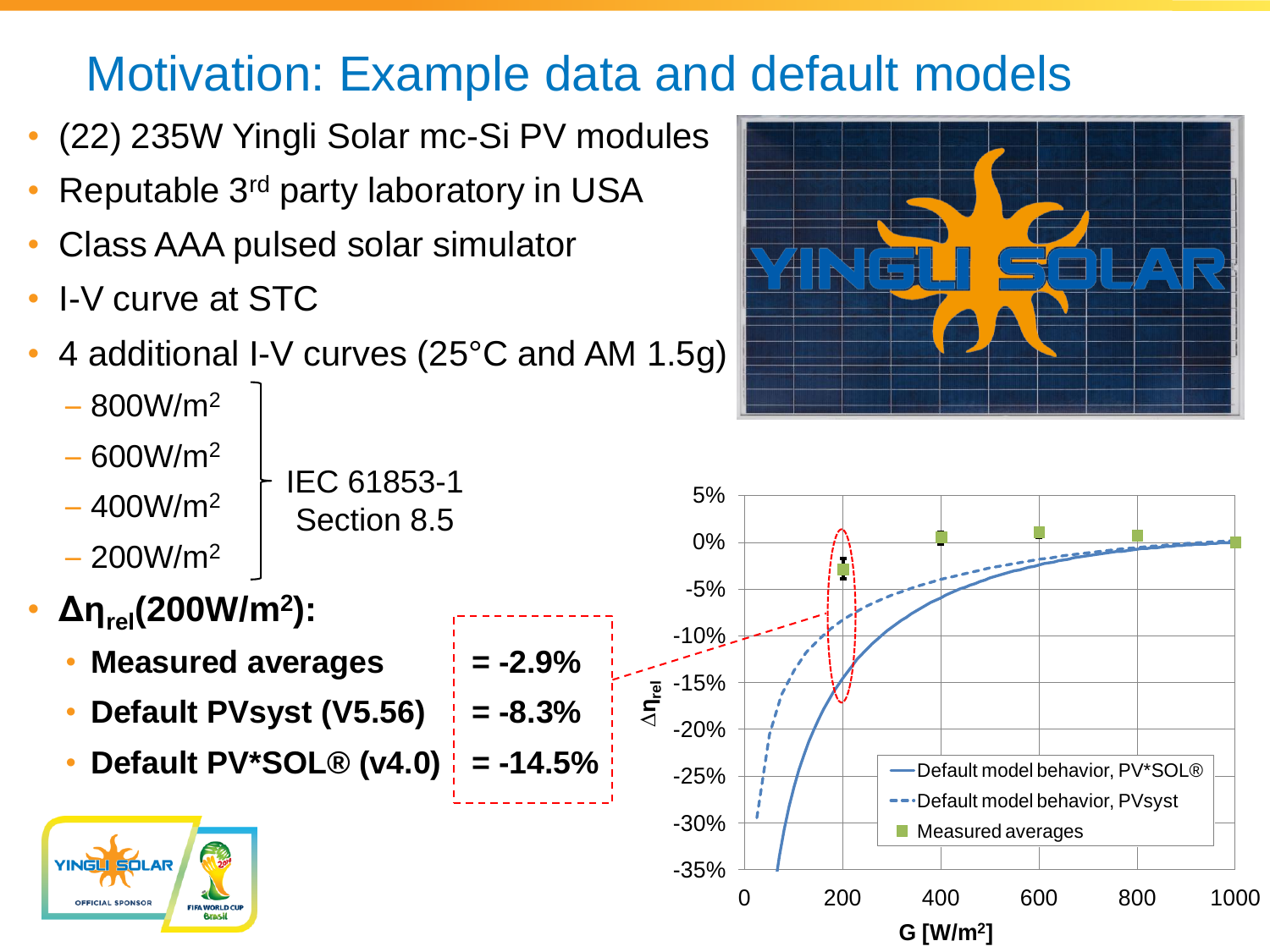# Motivation: Example data and default models

- (22) 235W Yingli Solar mc-Si PV modules
- Reputable 3rd party laboratory in USA
- Class AAA pulsed solar simulator
- I-V curve at STC
- 4 additional I-V curves (25°C and AM 1.5g)
  - 800W/m$^2$
  - 600W/m$^2$
  - 400W/m$^2$
  - 200W/m$^2$

  IEC 61853-1 Section 8.5

- **$\Delta\eta_{rel}$(200W/m$^2$):**
  - **Measured averages = -2.9%**
  - **Default PVsyst (V5.56) = -8.3%**
  - **Default PV*SOL® (v4.0) = -14.5%**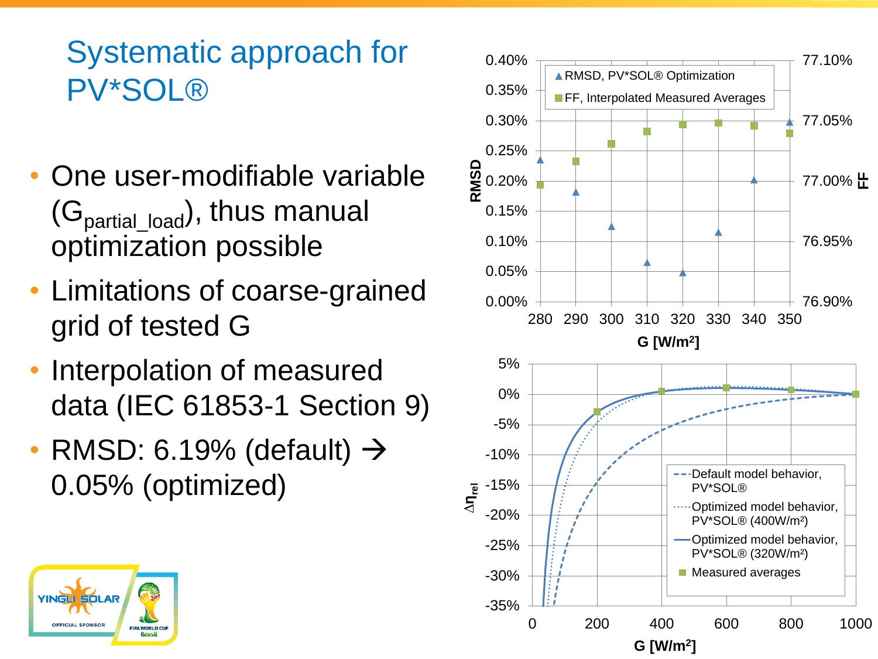# Systematic approach for PV*SOL®

- One user-modifiable variable ($G_{partial\_load}$), thus manual optimization possible
- Limitations of coarse-grained grid of tested G
- Interpolation of measured data (IEC 61853-1 Section 9)
- RMSD: 6.19% (default) → 0.05% (optimized)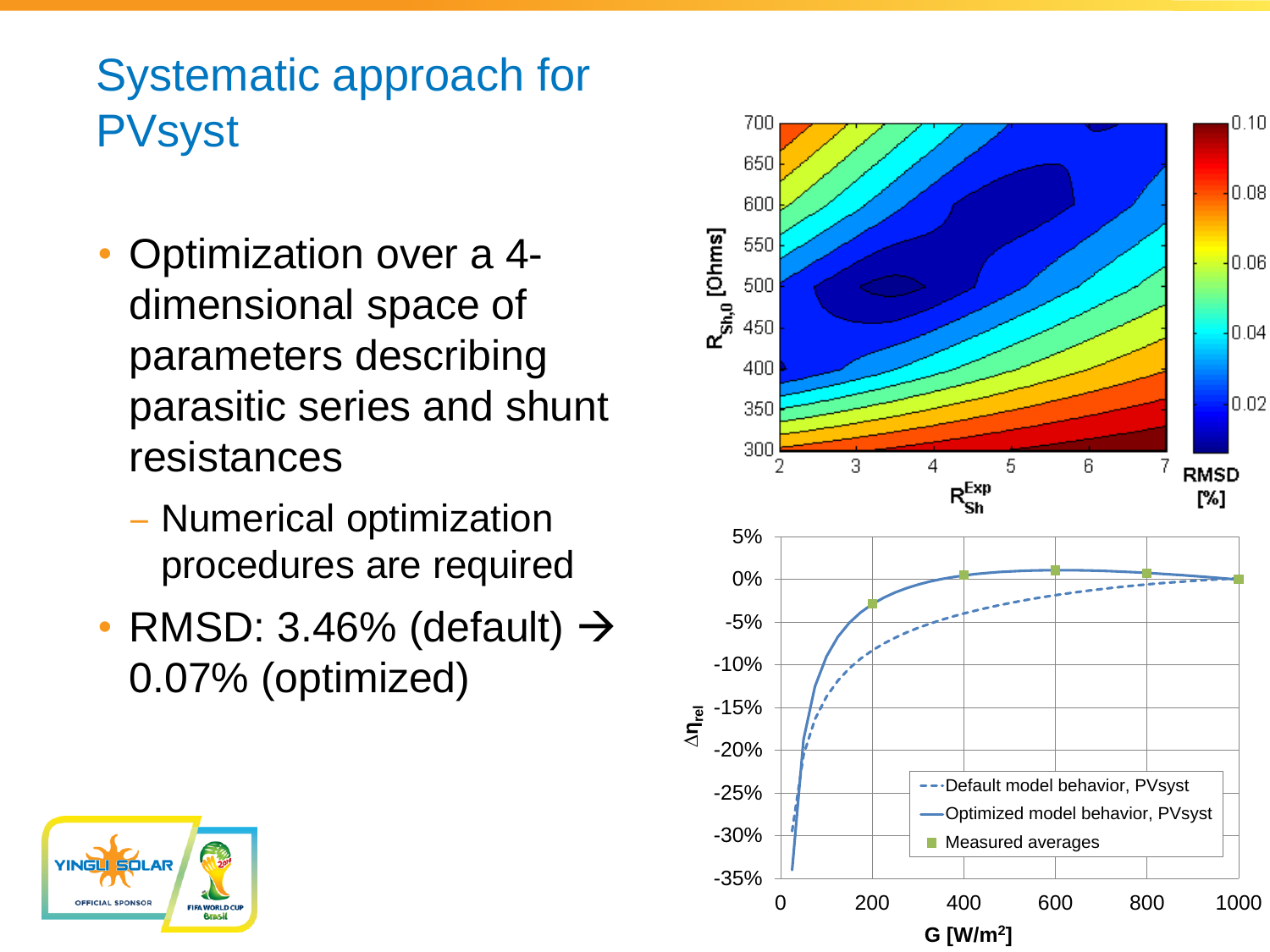# Systematic approach for PVsyst

- Optimization over a 4-dimensional space of parameters describing parasitic series and shunt resistances
  - Numerical optimization procedures are required
- RMSD: 3.46% (default) → 0.07% (optimized)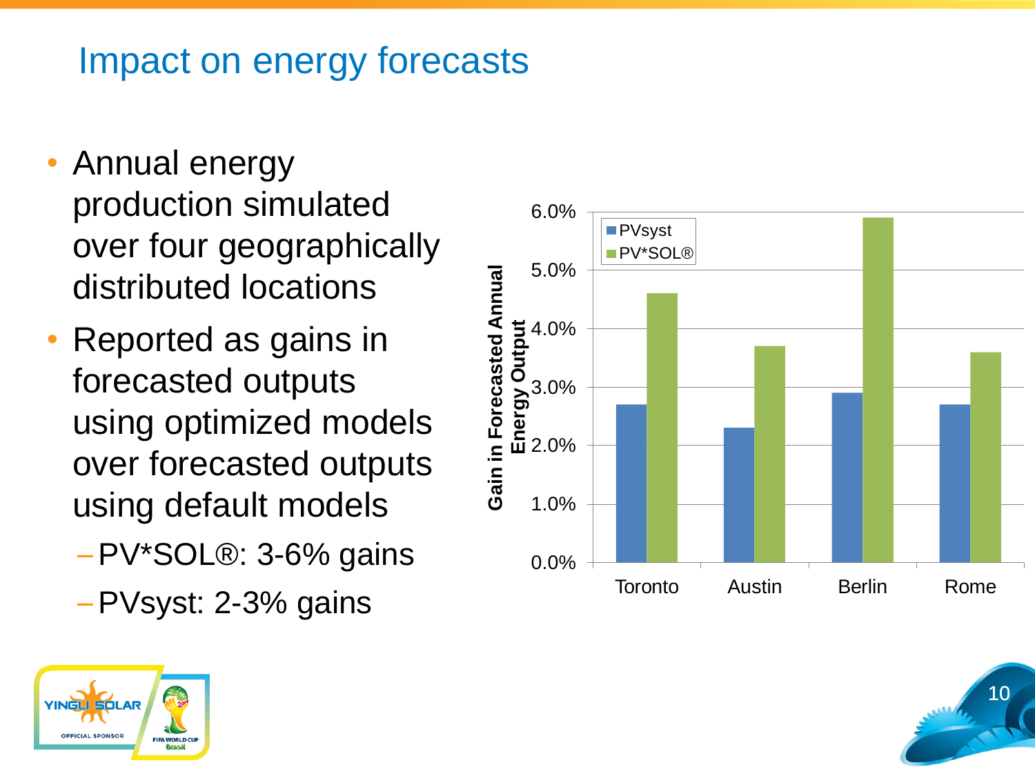## Impact on energy forecasts

- Annual energy production simulated over four geographically distributed locations
- Reported as gains in forecasted outputs using optimized models over forecasted outputs using default models
  - PV*SOL®: 3-6% gains
  - PVsyst: 2-3% gains

Gain in Forecasted Annual Energy Output

| Location | PVsyst | PV*SOL® |
|---|---|---|
| Toronto | 2.7% | 4.6% |
| Austin | 2.3% | 3.7% |
| Berlin | 2.9% | 5.9% |
| Rome | 2.7% | 3.6% |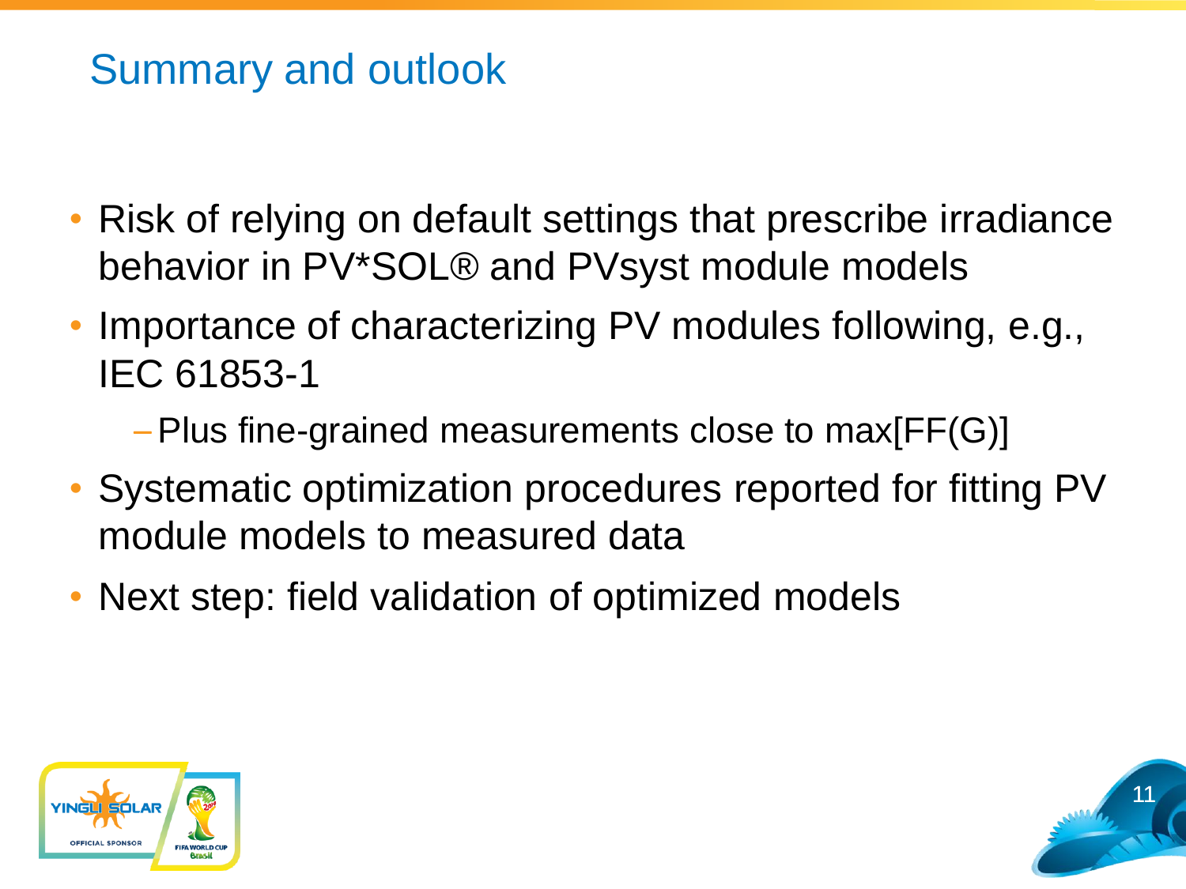# Summary and outlook

- Risk of relying on default settings that prescribe irradiance behavior in PV*SOL® and PVsyst module models
- Importance of characterizing PV modules following, e.g., IEC 61853-1
  - Plus fine-grained measurements close to max[FF(G)]
- Systematic optimization procedures reported for fitting PV module models to measured data
- Next step: field validation of optimized models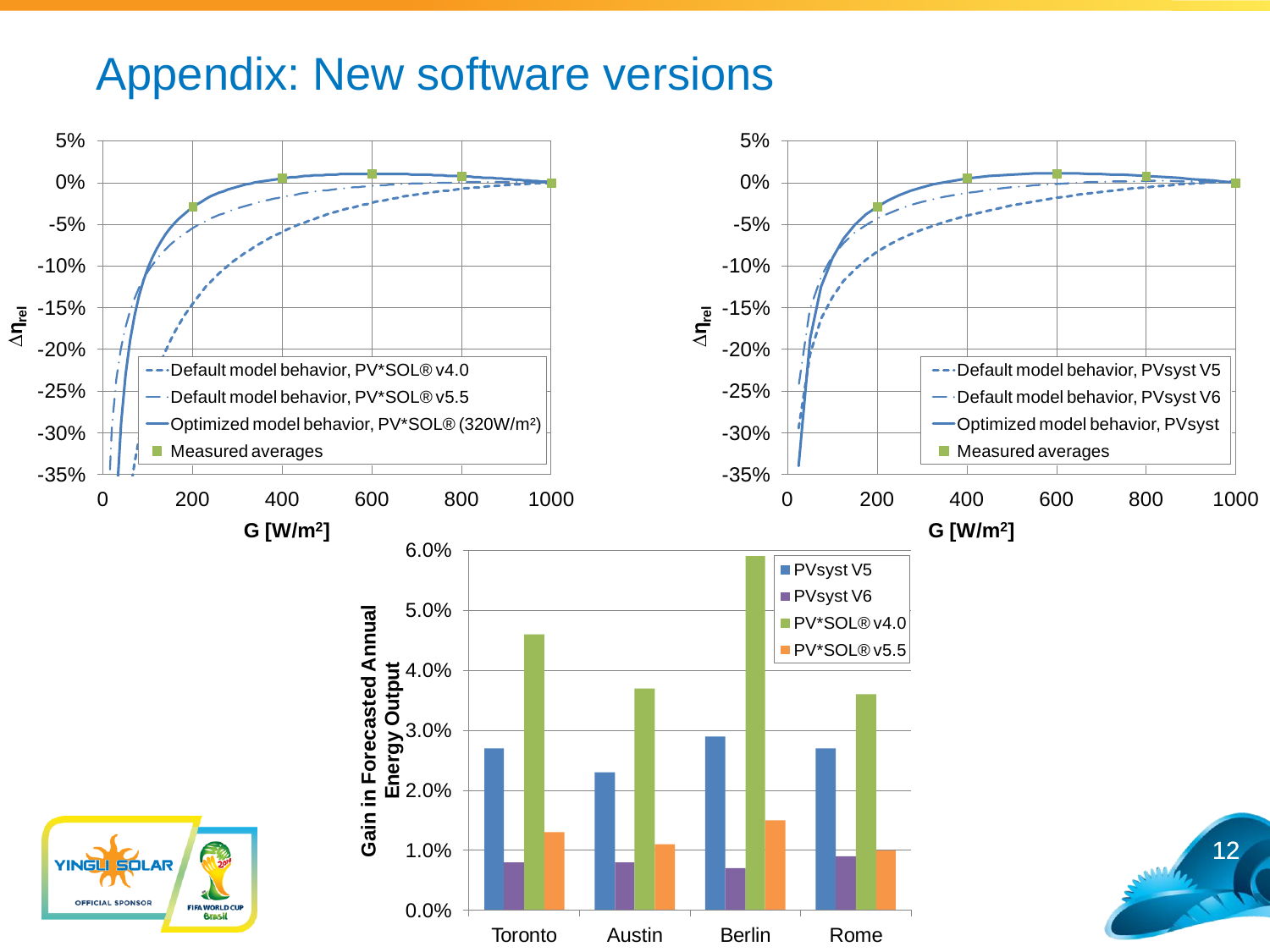# Appendix: New software versions

5%
0%
-5%
-10%
-15%
-20%
-25%
-30%
-35%

$\Delta\eta_{rel}$

0
200
400
600
800
1000

G [W/m²]

Default model behavior, PV*SOL® v4.0
Default model behavior, PV*SOL® v5.5
Optimized model behavior, PV*SOL® (320W/m²)
Measured averages

5%
0%
-5%
-10%
-15%
-20%
-25%
-30%
-35%

$\Delta\eta_{rel}$

0
200
400
600
800
1000

G [W/m²]

Default model behavior, PVsyst V5
Default model behavior, PVsyst V6
Optimized model behavior, PVsyst
Measured averages

Gain in Forecasted Annual Energy Output

6.0%
5.0%
4.0%
3.0%
2.0%
1.0%
0.0%

Toronto
Austin
Berlin
Rome

PVsyst V5
PVsyst V6
PV*SOL® v4.0
PV*SOL® v5.5

YINGLI SOLAR
OFFICIAL SPONSOR
FIFA WORLD CUP Brasil